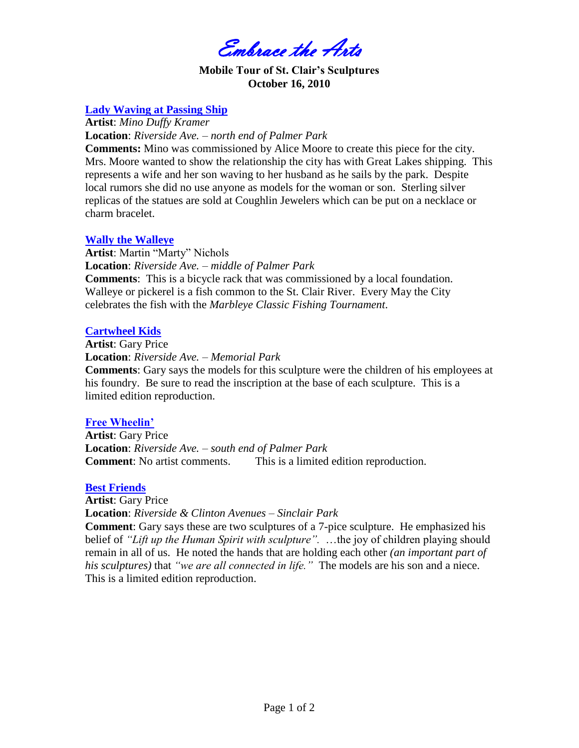# Embrace the Arts

**Mobile Tour of St. Clair's Sculptures**
**October 16, 2010**

## Lady Waving at Passing Ship

**Artist**: *Mino Duffy Kramer*
**Location**: *Riverside Ave. – north end of Palmer Park*
**Comments:** Mino was commissioned by Alice Moore to create this piece for the city. Mrs. Moore wanted to show the relationship the city has with Great Lakes shipping. This represents a wife and her son waving to her husband as he sails by the park. Despite local rumors she did no use anyone as models for the woman or son. Sterling silver replicas of the statues are sold at Coughlin Jewelers which can be put on a necklace or charm bracelet.

## Wally the Walleye

**Artist**: Martin "Marty" Nichols
**Location**: *Riverside Ave. – middle of Palmer Park*
**Comments**: This is a bicycle rack that was commissioned by a local foundation. Walleye or pickerel is a fish common to the St. Clair River. Every May the City celebrates the fish with the *Marbleye Classic Fishing Tournament*.

## Cartwheel Kids

**Artist**: Gary Price
**Location**: *Riverside Ave. – Memorial Park*
**Comments**: Gary says the models for this sculpture were the children of his employees at his foundry. Be sure to read the inscription at the base of each sculpture. This is a limited edition reproduction.

## Free Wheelin'

**Artist**: Gary Price
**Location**: *Riverside Ave. – south end of Palmer Park*
**Comment**: No artist comments. This is a limited edition reproduction.

## Best Friends

**Artist**: Gary Price
**Location**: *Riverside & Clinton Avenues – Sinclair Park*
**Comment**: Gary says these are two sculptures of a 7-pice sculpture. He emphasized his belief of *"Lift up the Human Spirit with sculpture".* …the joy of children playing should remain in all of us. He noted the hands that are holding each other *(an important part of his sculptures)* that *"we are all connected in life."* The models are his son and a niece. This is a limited edition reproduction.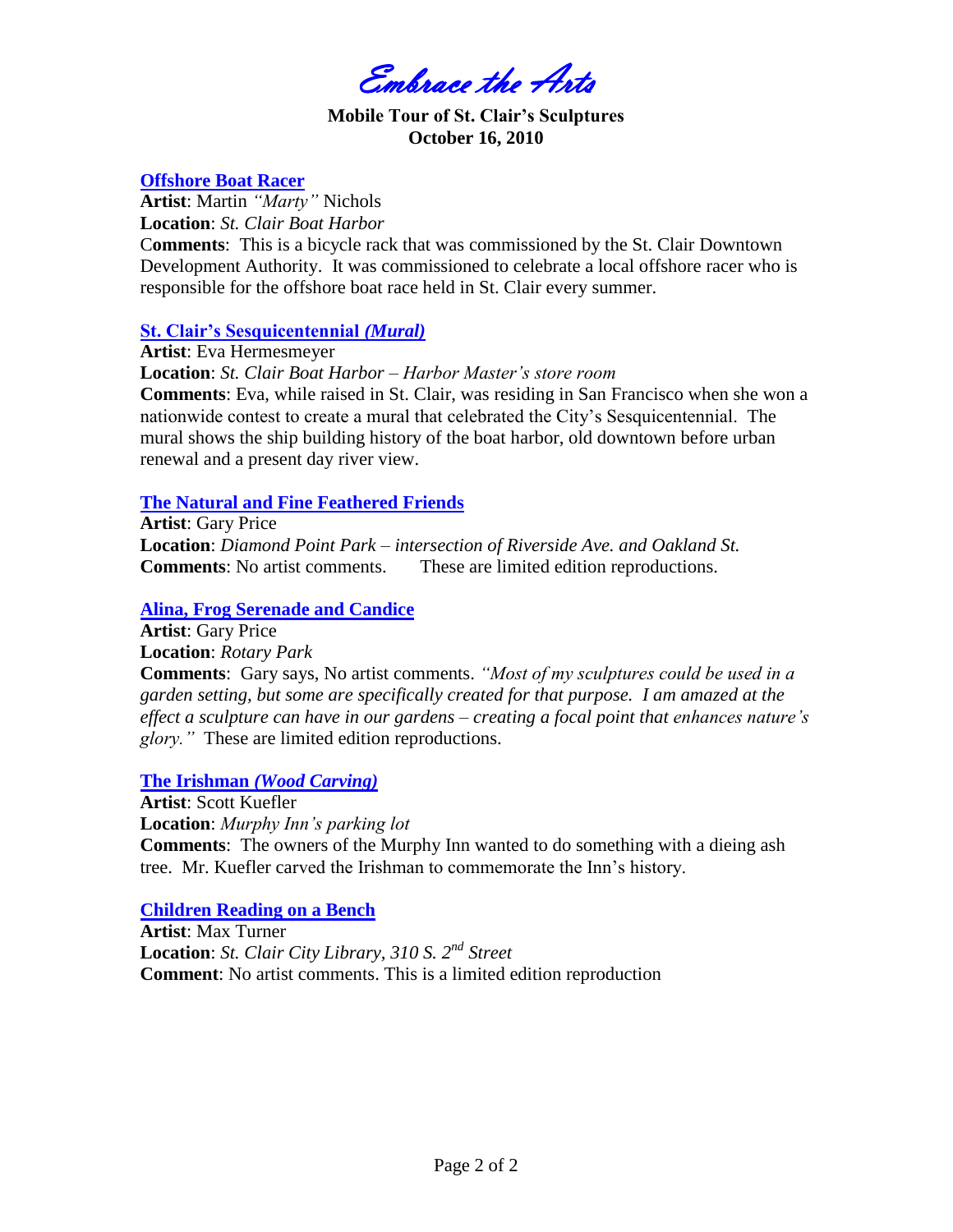# Embrace the Arts

**Mobile Tour of St. Clair's Sculptures**
**October 16, 2010**

### Offshore Boat Racer

**Artist**: Martin *"Marty"* Nichols
**Location**: *St. Clair Boat Harbor*
C**omments**: This is a bicycle rack that was commissioned by the St. Clair Downtown Development Authority. It was commissioned to celebrate a local offshore racer who is responsible for the offshore boat race held in St. Clair every summer.

### St. Clair's Sesquicentennial *(Mural)*

**Artist**: Eva Hermesmeyer
**Location**: *St. Clair Boat Harbor – Harbor Master's store room*
**Comments**: Eva, while raised in St. Clair, was residing in San Francisco when she won a nationwide contest to create a mural that celebrated the City's Sesquicentennial. The mural shows the ship building history of the boat harbor, old downtown before urban renewal and a present day river view.

### The Natural and Fine Feathered Friends

**Artist**: Gary Price
**Location**: *Diamond Point Park – intersection of Riverside Ave. and Oakland St.*
**Comments**: No artist comments. These are limited edition reproductions.

### Alina, Frog Serenade and Candice

**Artist**: Gary Price
**Location**: *Rotary Park*
**Comments**: Gary says, No artist comments. *"Most of my sculptures could be used in a garden setting, but some are specifically created for that purpose. I am amazed at the effect a sculpture can have in our gardens – creating a focal point that enhances nature's glory."* These are limited edition reproductions.

### The Irishman *(Wood Carving)*

**Artist**: Scott Kuefler
**Location**: *Murphy Inn's parking lot*
**Comments**: The owners of the Murphy Inn wanted to do something with a dieing ash tree. Mr. Kuefler carved the Irishman to commemorate the Inn's history.

### Children Reading on a Bench

**Artist**: Max Turner
**Location**: *St. Clair City Library, 310 S. 2nd Street*
**Comment**: No artist comments. This is a limited edition reproduction